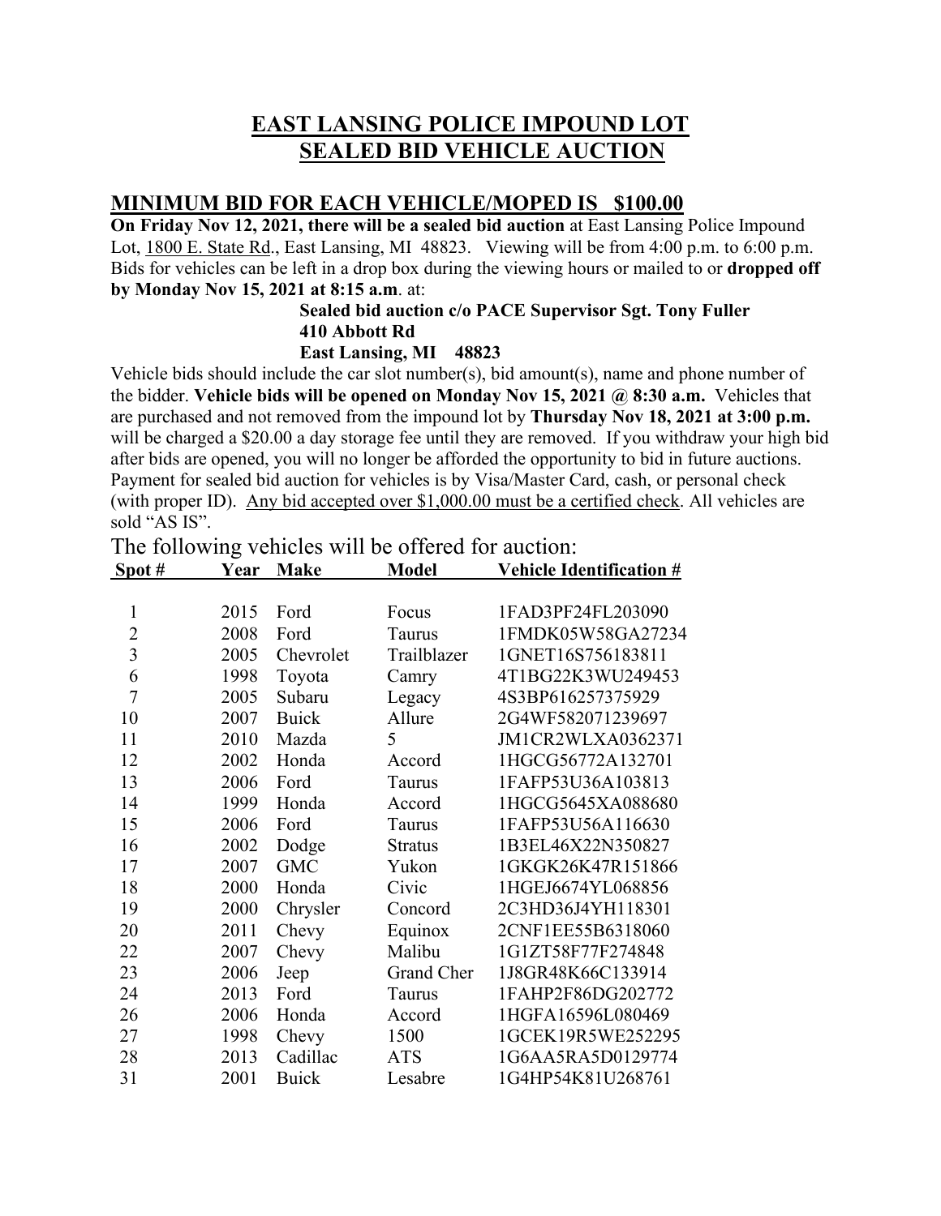# EAST LANSING POLICE IMPOUND LOT
# SEALED BID VEHICLE AUCTION

## MINIMUM BID FOR EACH VEHICLE/MOPED IS $100.00

**On Friday Nov 12, 2021, there will be a sealed bid auction** at East Lansing Police Impound Lot, 1800 E. State Rd., East Lansing, MI 48823. Viewing will be from 4:00 p.m. to 6:00 p.m. Bids for vehicles can be left in a drop box during the viewing hours or mailed to or **dropped off by Monday Nov 15, 2021 at 8:15 a.m**. at:

**Sealed bid auction c/o PACE Supervisor Sgt. Tony Fuller**
**410 Abbott Rd**
**East Lansing, MI 48823**

Vehicle bids should include the car slot number(s), bid amount(s), name and phone number of the bidder. **Vehicle bids will be opened on Monday Nov 15, 2021 @ 8:30 a.m.** Vehicles that are purchased and not removed from the impound lot by **Thursday Nov 18, 2021 at 3:00 p.m.** will be charged a $20.00 a day storage fee until they are removed. If you withdraw your high bid after bids are opened, you will no longer be afforded the opportunity to bid in future auctions. Payment for sealed bid auction for vehicles is by Visa/Master Card, cash, or personal check (with proper ID). Any bid accepted over $1,000.00 must be a certified check. All vehicles are sold "AS IS".

The following vehicles will be offered for auction:

| Spot # | Year | Make | Model | Vehicle Identification # |
|---|---|---|---|---|
| 1 | 2015 | Ford | Focus | 1FAD3PF24FL203090 |
| 2 | 2008 | Ford | Taurus | 1FMDK05W58GA27234 |
| 3 | 2005 | Chevrolet | Trailblazer | 1GNET16S756183811 |
| 6 | 1998 | Toyota | Camry | 4T1BG22K3WU249453 |
| 7 | 2005 | Subaru | Legacy | 4S3BP616257375929 |
| 10 | 2007 | Buick | Allure | 2G4WF582071239697 |
| 11 | 2010 | Mazda | 5 | JM1CR2WLXA0362371 |
| 12 | 2002 | Honda | Accord | 1HGCG56772A132701 |
| 13 | 2006 | Ford | Taurus | 1FAFP53U36A103813 |
| 14 | 1999 | Honda | Accord | 1HGCG5645XA088680 |
| 15 | 2006 | Ford | Taurus | 1FAFP53U56A116630 |
| 16 | 2002 | Dodge | Stratus | 1B3EL46X22N350827 |
| 17 | 2007 | GMC | Yukon | 1GKGK26K47R151866 |
| 18 | 2000 | Honda | Civic | 1HGEJ6674YL068856 |
| 19 | 2000 | Chrysler | Concord | 2C3HD36J4YH118301 |
| 20 | 2011 | Chevy | Equinox | 2CNF1EE55B6318060 |
| 22 | 2007 | Chevy | Malibu | 1G1ZT58F77F274848 |
| 23 | 2006 | Jeep | Grand Cher | 1J8GR48K66C133914 |
| 24 | 2013 | Ford | Taurus | 1FAHP2F86DG202772 |
| 26 | 2006 | Honda | Accord | 1HGFA16596L080469 |
| 27 | 1998 | Chevy | 1500 | 1GCEK19R5WE252295 |
| 28 | 2013 | Cadillac | ATS | 1G6AA5RA5D0129774 |
| 31 | 2001 | Buick | Lesabre | 1G4HP54K81U268761 |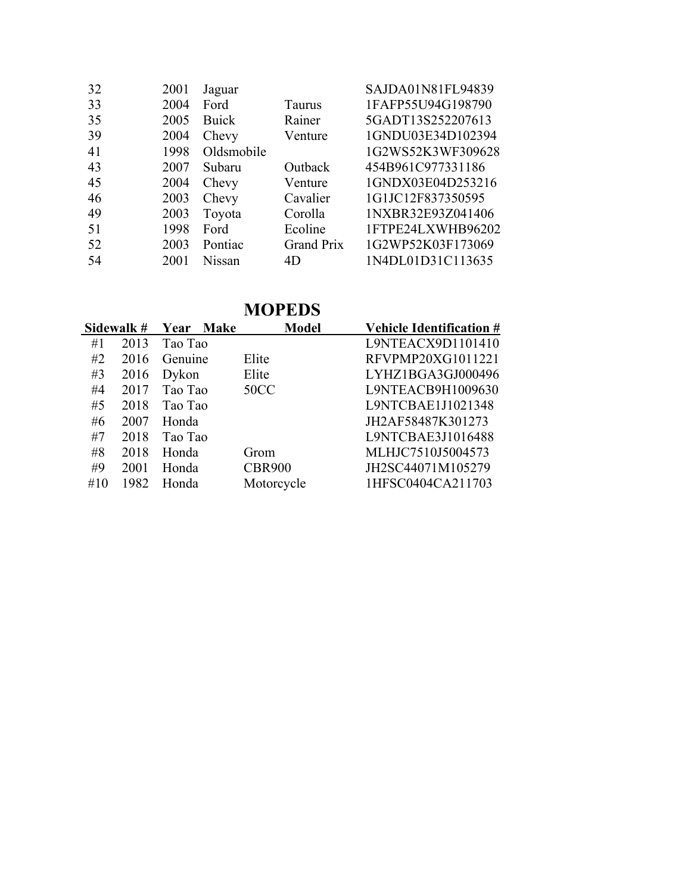| | | | | |
|---|---|---|---|---|
| 32 | 2001 | Jaguar | | SAJDA01N81FL94839 |
| 33 | 2004 | Ford | Taurus | 1FAFP55U94G198790 |
| 35 | 2005 | Buick | Rainer | 5GADT13S252207613 |
| 39 | 2004 | Chevy | Venture | 1GNDU03E34D102394 |
| 41 | 1998 | Oldsmobile | | 1G2WS52K3WF309628 |
| 43 | 2007 | Subaru | Outback | 454B961C977331186 |
| 45 | 2004 | Chevy | Venture | 1GNDX03E04D253216 |
| 46 | 2003 | Chevy | Cavalier | 1G1JC12F837350595 |
| 49 | 2003 | Toyota | Corolla | 1NXBR32E93Z041406 |
| 51 | 1998 | Ford | Ecoline | 1FTPE24LXWHB96202 |
| 52 | 2003 | Pontiac | Grand Prix | 1G2WP52K03F173069 |
| 54 | 2001 | Nissan | 4D | 1N4DL01D31C113635 |

## MOPEDS

| Sidewalk # | Year | Make | Model | Vehicle Identification # |
|---|---|---|---|---|
| #1 | 2013 | Tao Tao | | L9NTEACX9D1101410 |
| #2 | 2016 | Genuine | Elite | RFVPMP20XG1011221 |
| #3 | 2016 | Dykon | Elite | LYHZ1BGA3GJ000496 |
| #4 | 2017 | Tao Tao | 50CC | L9NTEACB9H1009630 |
| #5 | 2018 | Tao Tao | | L9NTCBAE1J1021348 |
| #6 | 2007 | Honda | | JH2AF58487K301273 |
| #7 | 2018 | Tao Tao | | L9NTCBAE3J1016488 |
| #8 | 2018 | Honda | Grom | MLHJC7510J5004573 |
| #9 | 2001 | Honda | CBR900 | JH2SC44071M105279 |
| #10 | 1982 | Honda | Motorcycle | 1HFSC0404CA211703 |